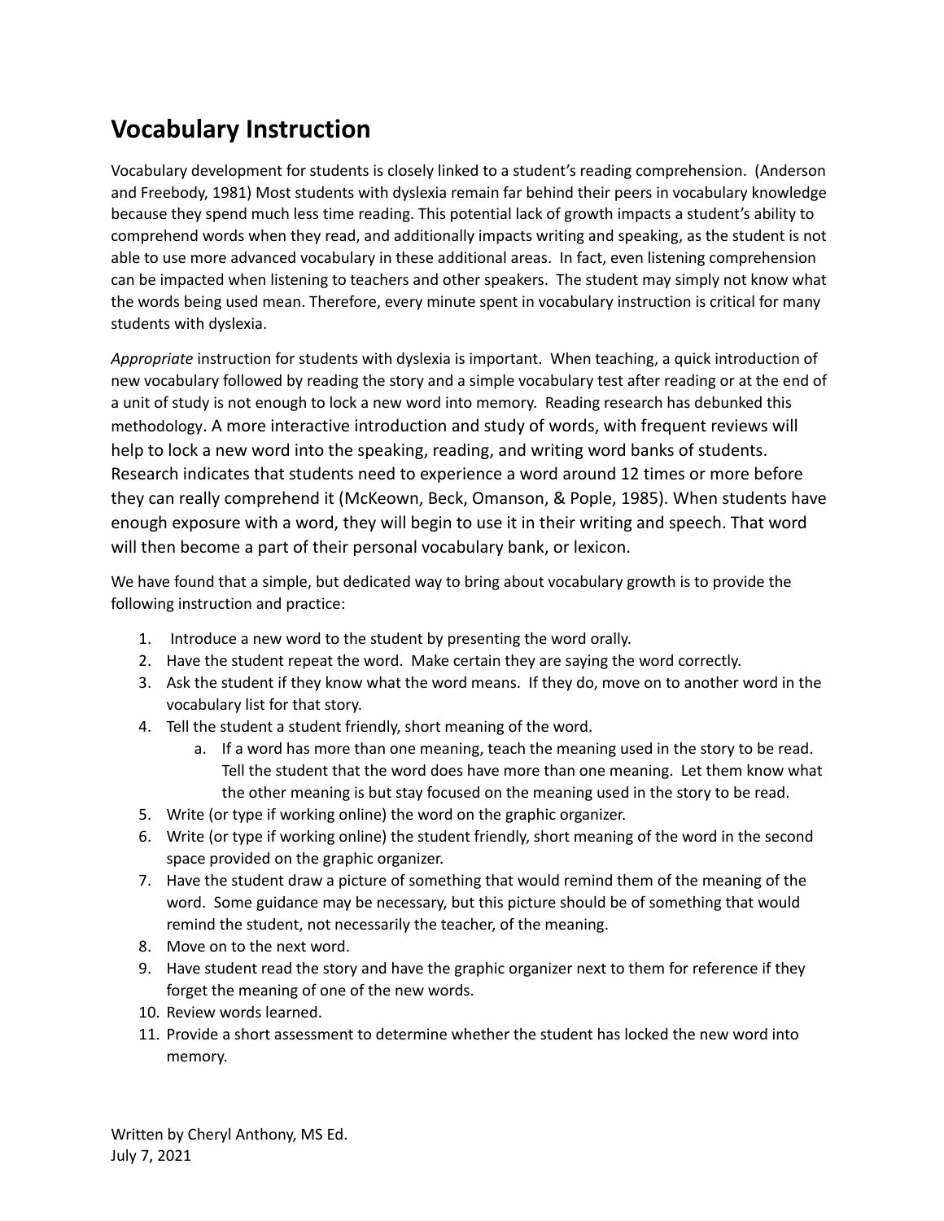# Vocabulary Instruction

Vocabulary development for students is closely linked to a student's reading comprehension. (Anderson and Freebody, 1981) Most students with dyslexia remain far behind their peers in vocabulary knowledge because they spend much less time reading. This potential lack of growth impacts a student's ability to comprehend words when they read, and additionally impacts writing and speaking, as the student is not able to use more advanced vocabulary in these additional areas. In fact, even listening comprehension can be impacted when listening to teachers and other speakers. The student may simply not know what the words being used mean. Therefore, every minute spent in vocabulary instruction is critical for many students with dyslexia.

*Appropriate* instruction for students with dyslexia is important. When teaching, a quick introduction of new vocabulary followed by reading the story and a simple vocabulary test after reading or at the end of a unit of study is not enough to lock a new word into memory. Reading research has debunked this methodology. A more interactive introduction and study of words, with frequent reviews will help to lock a new word into the speaking, reading, and writing word banks of students. Research indicates that students need to experience a word around 12 times or more before they can really comprehend it (McKeown, Beck, Omanson, & Pople, 1985). When students have enough exposure with a word, they will begin to use it in their writing and speech. That word will then become a part of their personal vocabulary bank, or lexicon.

We have found that a simple, but dedicated way to bring about vocabulary growth is to provide the following instruction and practice:

1. Introduce a new word to the student by presenting the word orally.
2. Have the student repeat the word. Make certain they are saying the word correctly.
3. Ask the student if they know what the word means. If they do, move on to another word in the vocabulary list for that story.
4. Tell the student a student friendly, short meaning of the word.
    a. If a word has more than one meaning, teach the meaning used in the story to be read. Tell the student that the word does have more than one meaning. Let them know what the other meaning is but stay focused on the meaning used in the story to be read.
5. Write (or type if working online) the word on the graphic organizer.
6. Write (or type if working online) the student friendly, short meaning of the word in the second space provided on the graphic organizer.
7. Have the student draw a picture of something that would remind them of the meaning of the word. Some guidance may be necessary, but this picture should be of something that would remind the student, not necessarily the teacher, of the meaning.
8. Move on to the next word.
9. Have student read the story and have the graphic organizer next to them for reference if they forget the meaning of one of the new words.
10. Review words learned.
11. Provide a short assessment to determine whether the student has locked the new word into memory.

Written by Cheryl Anthony, MS Ed.
July 7, 2021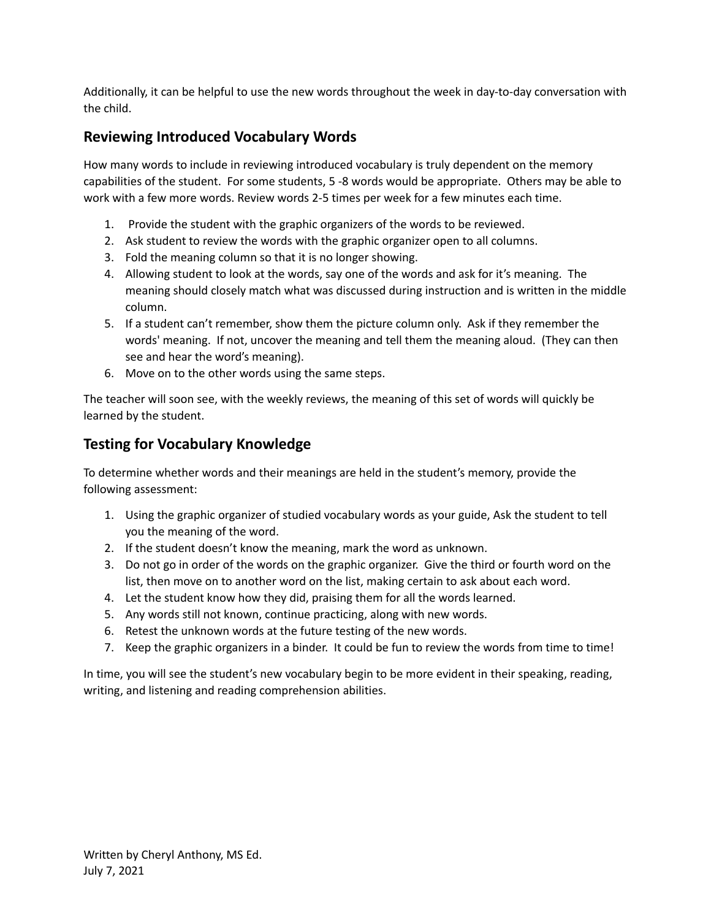Additionally, it can be helpful to use the new words throughout the week in day-to-day conversation with the child.

## Reviewing Introduced Vocabulary Words

How many words to include in reviewing introduced vocabulary is truly dependent on the memory capabilities of the student. For some students, 5 -8 words would be appropriate. Others may be able to work with a few more words. Review words 2-5 times per week for a few minutes each time.

1. Provide the student with the graphic organizers of the words to be reviewed.
2. Ask student to review the words with the graphic organizer open to all columns.
3. Fold the meaning column so that it is no longer showing.
4. Allowing student to look at the words, say one of the words and ask for it's meaning. The meaning should closely match what was discussed during instruction and is written in the middle column.
5. If a student can't remember, show them the picture column only. Ask if they remember the words' meaning. If not, uncover the meaning and tell them the meaning aloud. (They can then see and hear the word's meaning).
6. Move on to the other words using the same steps.

The teacher will soon see, with the weekly reviews, the meaning of this set of words will quickly be learned by the student.

## Testing for Vocabulary Knowledge

To determine whether words and their meanings are held in the student's memory, provide the following assessment:

1. Using the graphic organizer of studied vocabulary words as your guide, Ask the student to tell you the meaning of the word.
2. If the student doesn't know the meaning, mark the word as unknown.
3. Do not go in order of the words on the graphic organizer. Give the third or fourth word on the list, then move on to another word on the list, making certain to ask about each word.
4. Let the student know how they did, praising them for all the words learned.
5. Any words still not known, continue practicing, along with new words.
6. Retest the unknown words at the future testing of the new words.
7. Keep the graphic organizers in a binder. It could be fun to review the words from time to time!

In time, you will see the student's new vocabulary begin to be more evident in their speaking, reading, writing, and listening and reading comprehension abilities.

Written by Cheryl Anthony, MS Ed.
July 7, 2021